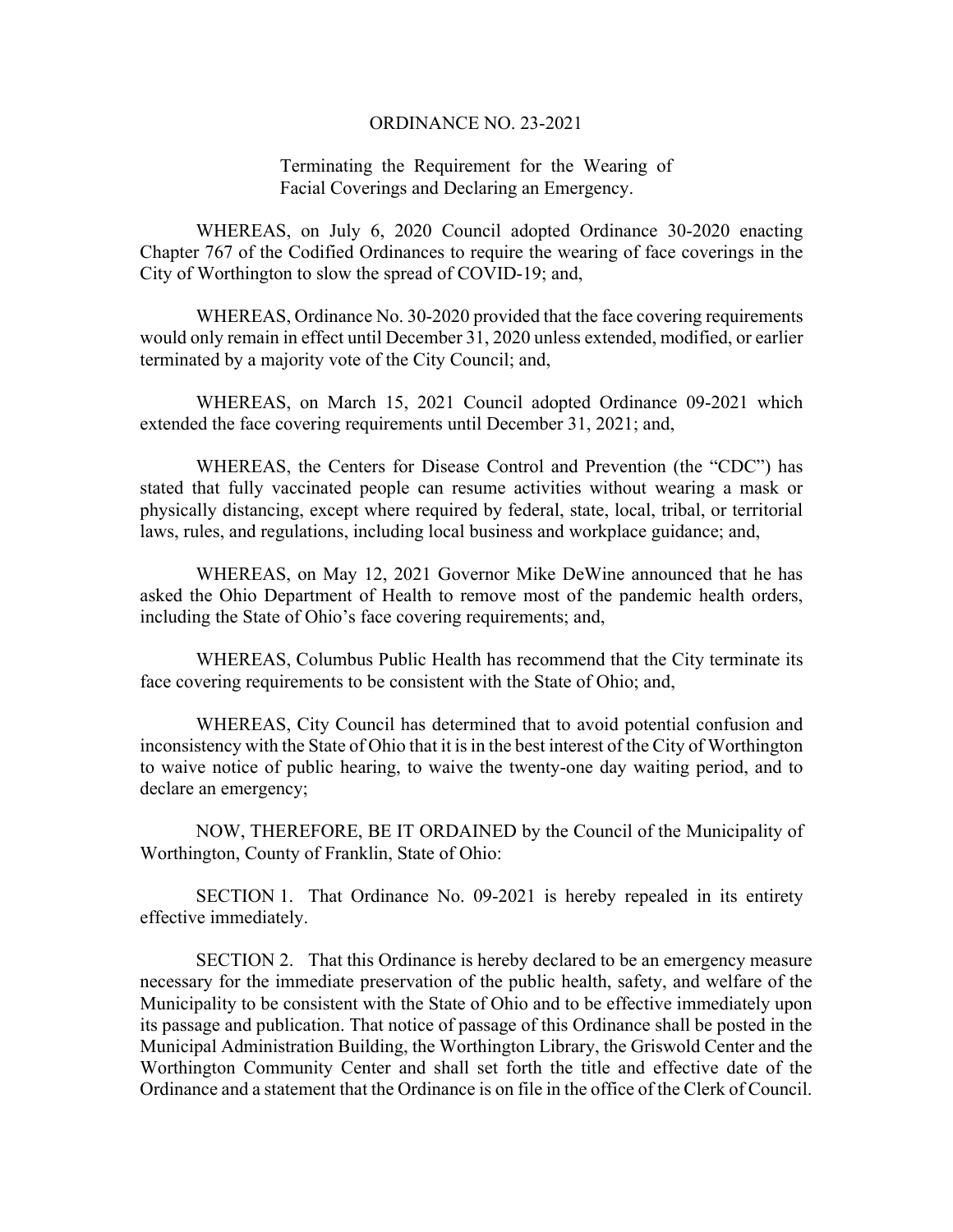# ORDINANCE NO. 23-2021

Terminating the Requirement for the Wearing of Facial Coverings and Declaring an Emergency.

WHEREAS, on July 6, 2020 Council adopted Ordinance 30-2020 enacting Chapter 767 of the Codified Ordinances to require the wearing of face coverings in the City of Worthington to slow the spread of COVID-19; and,

WHEREAS, Ordinance No. 30-2020 provided that the face covering requirements would only remain in effect until December 31, 2020 unless extended, modified, or earlier terminated by a majority vote of the City Council; and,

WHEREAS, on March 15, 2021 Council adopted Ordinance 09-2021 which extended the face covering requirements until December 31, 2021; and,

WHEREAS, the Centers for Disease Control and Prevention (the "CDC") has stated that fully vaccinated people can resume activities without wearing a mask or physically distancing, except where required by federal, state, local, tribal, or territorial laws, rules, and regulations, including local business and workplace guidance; and,

WHEREAS, on May 12, 2021 Governor Mike DeWine announced that he has asked the Ohio Department of Health to remove most of the pandemic health orders, including the State of Ohio's face covering requirements; and,

WHEREAS, Columbus Public Health has recommend that the City terminate its face covering requirements to be consistent with the State of Ohio; and,

WHEREAS, City Council has determined that to avoid potential confusion and inconsistency with the State of Ohio that it is in the best interest of the City of Worthington to waive notice of public hearing, to waive the twenty-one day waiting period, and to declare an emergency;

NOW, THEREFORE, BE IT ORDAINED by the Council of the Municipality of Worthington, County of Franklin, State of Ohio:

SECTION 1. That Ordinance No. 09-2021 is hereby repealed in its entirety effective immediately.

SECTION 2. That this Ordinance is hereby declared to be an emergency measure necessary for the immediate preservation of the public health, safety, and welfare of the Municipality to be consistent with the State of Ohio and to be effective immediately upon its passage and publication. That notice of passage of this Ordinance shall be posted in the Municipal Administration Building, the Worthington Library, the Griswold Center and the Worthington Community Center and shall set forth the title and effective date of the Ordinance and a statement that the Ordinance is on file in the office of the Clerk of Council.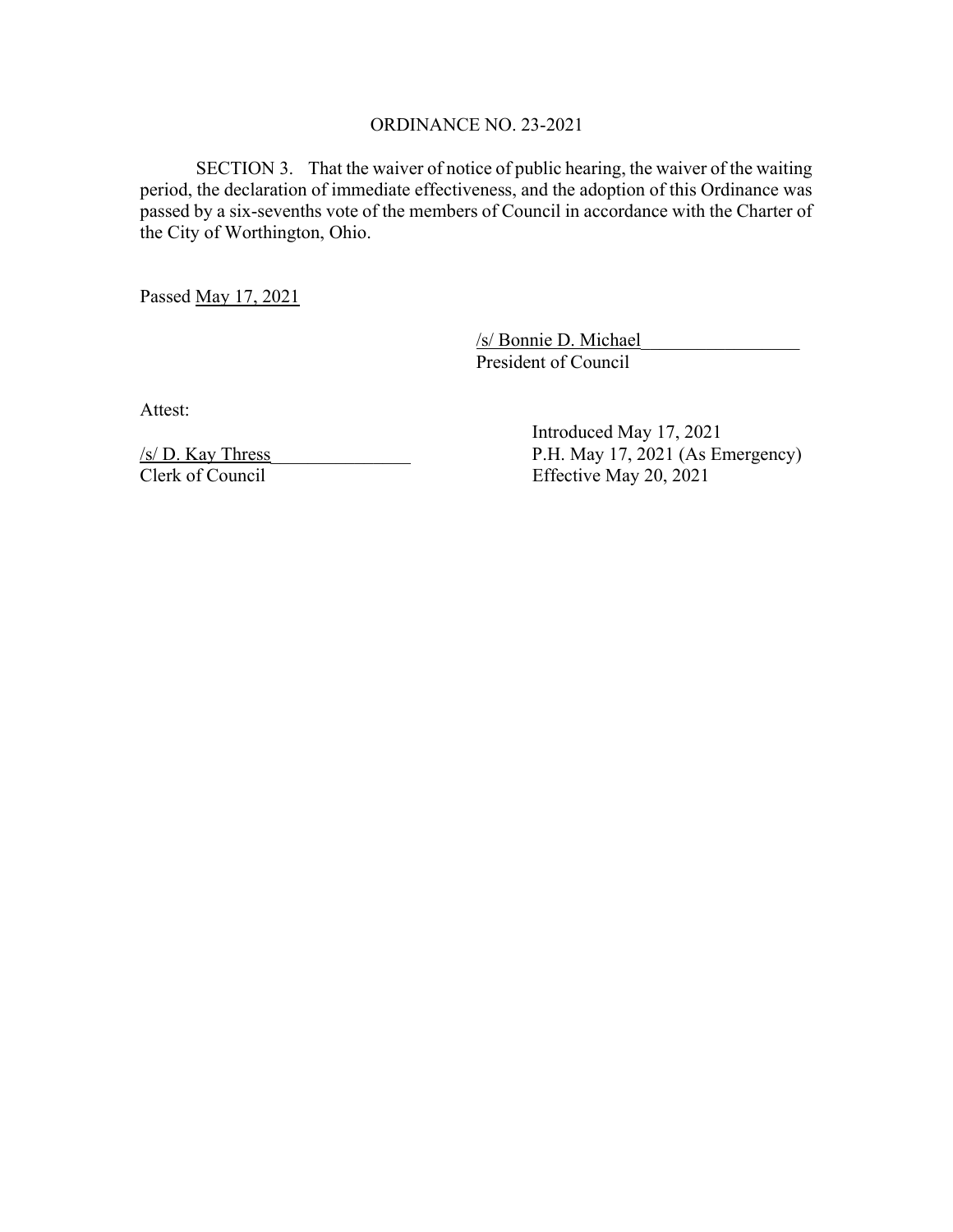ORDINANCE NO. 23-2021

SECTION 3. That the waiver of notice of public hearing, the waiver of the waiting period, the declaration of immediate effectiveness, and the adoption of this Ordinance was passed by a six-sevenths vote of the members of Council in accordance with the Charter of the City of Worthington, Ohio.

Passed May 17, 2021

/s/ Bonnie D. Michael
President of Council

Attest:

/s/ D. Kay Thress
Clerk of Council

Introduced May 17, 2021
P.H. May 17, 2021 (As Emergency)
Effective May 20, 2021